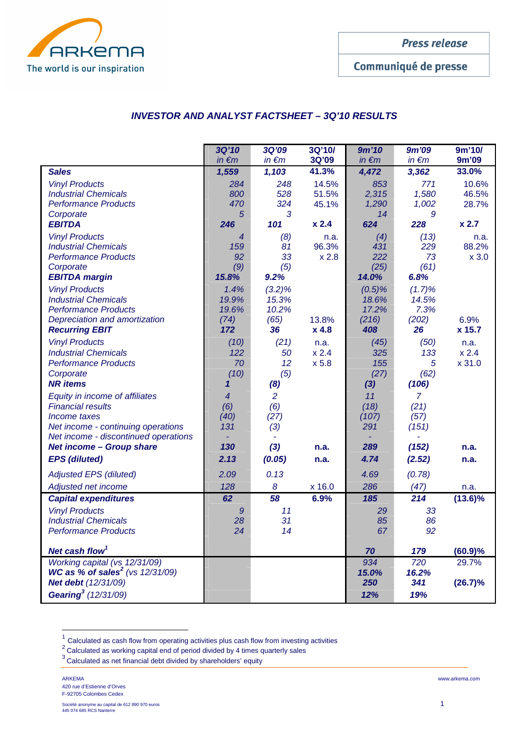ARKEMA
The world is our inspiration

Press release

Communiqué de presse

## *INVESTOR AND ANALYST FACTSHEET – 3Q'10 RESULTS*

| | 3Q'10 in €m | 3Q'09 in €m | 3Q'10/ 3Q'09 | 9m'10 in €m | 9m'09 in €m | 9m'10/ 9m'09 |
|---|---|---|---|---|---|---|
| **Sales** | **1,559** | **1,103** | **41.3%** | **4,472** | **3,362** | **33.0%** |
| *Vinyl Products* | 284 | 248 | 14.5% | 853 | 771 | 10.6% |
| *Industrial Chemicals* | 800 | 528 | 51.5% | 2,315 | 1,580 | 46.5% |
| *Performance Products* | 470 | 324 | 45.1% | 1,290 | 1,002 | 28.7% |
| *Corporate* | 5 | 3 | | 14 | 9 | |
| **EBITDA** | **246** | **101** | **x 2.4** | **624** | **228** | **x 2.7** |
| *Vinyl Products* | 4 | (8) | n.a. | (4) | (13) | n.a. |
| *Industrial Chemicals* | 159 | 81 | 96.3% | 431 | 229 | 88.2% |
| *Performance Products* | 92 | 33 | x 2.8 | 222 | 73 | x 3.0 |
| *Corporate* | (9) | (5) | | (25) | (61) | |
| **EBITDA margin** | **15.8%** | **9.2%** | | **14.0%** | **6.8%** | |
| *Vinyl Products* | 1.4% | (3.2)% | | (0.5)% | (1.7)% | |
| *Industrial Chemicals* | 19.9% | 15.3% | | 18.6% | 14.5% | |
| *Performance Products* | 19.6% | 10.2% | | 17.2% | 7.3% | |
| *Depreciation and amortization* | (74) | (65) | 13.8% | (216) | (202) | 6.9% |
| **Recurring EBIT** | **172** | **36** | **x 4.8** | **408** | **26** | **x 15.7** |
| *Vinyl Products* | (10) | (21) | n.a. | (45) | (50) | n.a. |
| *Industrial Chemicals* | 122 | 50 | x 2.4 | 325 | 133 | x 2.4 |
| *Performance Products* | 70 | 12 | x 5.8 | 155 | 5 | x 31.0 |
| *Corporate* | (10) | (5) | | (27) | (62) | |
| **NR items** | **1** | **(8)** | | **(3)** | **(106)** | |
| *Equity in income of affiliates* | 4 | 2 | | 11 | 7 | |
| *Financial results* | (6) | (6) | | (18) | (21) | |
| *Income taxes* | (40) | (27) | | (107) | (57) | |
| *Net income - continuing operations* | 131 | (3) | | 291 | (151) | |
| *Net income - discontinued operations* | - | - | | - | - | |
| **Net income – Group share** | **130** | **(3)** | **n.a.** | **289** | **(152)** | **n.a.** |
| **EPS (diluted)** | **2.13** | **(0.05)** | **n.a.** | **4.74** | **(2.52)** | **n.a.** |
| *Adjusted EPS (diluted)* | 2.09 | 0.13 | | 4.69 | (0.78) | |
| *Adjusted net income* | 128 | 8 | x 16.0 | 286 | (47) | n.a. |
| **Capital expenditures** | **62** | **58** | **6.9%** | **185** | **214** | **(13.6)%** |
| *Vinyl Products* | 9 | 11 | | 29 | 33 | |
| *Industrial Chemicals* | 28 | 31 | | 85 | 86 | |
| *Performance Products* | 24 | 14 | | 67 | 92 | |
| **Net cash flow**[1] | | | | **70** | **179** | **(60.9)%** |
| *Working capital (vs 12/31/09)* | | | | 934 | 720 | 29.7% |
| ***WC as % of sales***[2] *(vs 12/31/09)* | | | | **15.0%** | **16.2%** | |
| ***Net debt*** *(12/31/09)* | | | | **250** | **341** | **(26.7)%** |
| ***Gearing***[3] *(12/31/09)* | | | | **12%** | **19%** | |

[1] Calculated as cash flow from operating activities plus cash flow from investing activities

[2] Calculated as working capital end of period divided by 4 times quarterly sales

[3] Calculated as net financial debt divided by shareholders' equity

ARKEMA
420 rue d'Estienne d'Orves
F-92705 Colombes Cedex

Société anonyme au capital de 612 890 970 euros
445 074 685 RCS Nanterre

www.arkema.com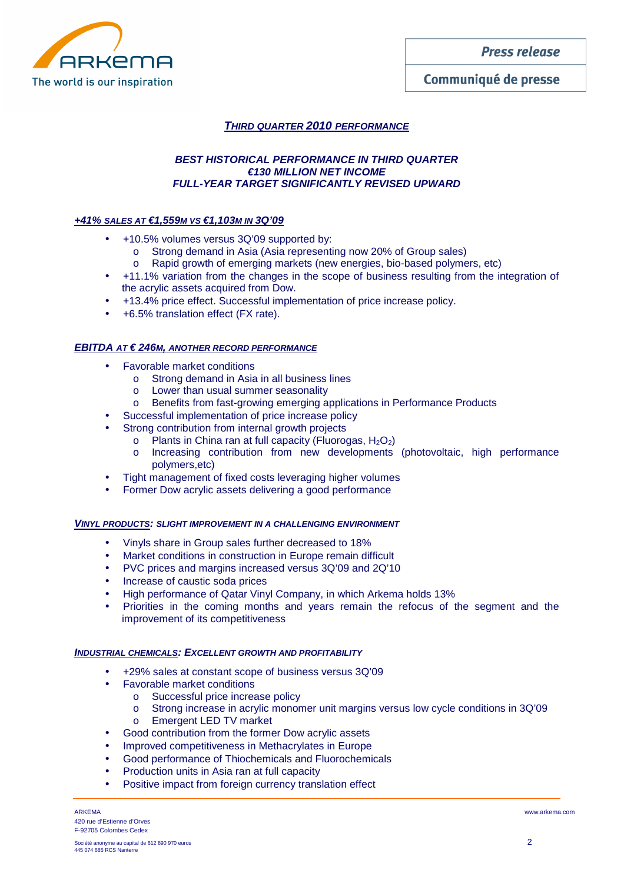## THIRD QUARTER 2010 PERFORMANCE

### BEST HISTORICAL PERFORMANCE IN THIRD QUARTER
### €130 MILLION NET INCOME
### FULL-YEAR TARGET SIGNIFICANTLY REVISED UPWARD

#### +41% SALES AT €1,559M VS €1,103M IN 3Q'09

- +10.5% volumes versus 3Q'09 supported by:
  - Strong demand in Asia (Asia representing now 20% of Group sales)
  - Rapid growth of emerging markets (new energies, bio-based polymers, etc)
- +11.1% variation from the changes in the scope of business resulting from the integration of the acrylic assets acquired from Dow.
- +13.4% price effect. Successful implementation of price increase policy.
- +6.5% translation effect (FX rate).

#### EBITDA AT € 246M, ANOTHER RECORD PERFORMANCE

- Favorable market conditions
  - Strong demand in Asia in all business lines
  - Lower than usual summer seasonality
  - Benefits from fast-growing emerging applications in Performance Products
- Successful implementation of price increase policy
- Strong contribution from internal growth projects
  - Plants in China ran at full capacity (Fluorogas, $H_2O_2$)
  - Increasing contribution from new developments (photovoltaic, high performance polymers,etc)
- Tight management of fixed costs leveraging higher volumes
- Former Dow acrylic assets delivering a good performance

#### VINYL PRODUCTS: SLIGHT IMPROVEMENT IN A CHALLENGING ENVIRONMENT

- Vinyls share in Group sales further decreased to 18%
- Market conditions in construction in Europe remain difficult
- PVC prices and margins increased versus 3Q'09 and 2Q'10
- Increase of caustic soda prices
- High performance of Qatar Vinyl Company, in which Arkema holds 13%
- Priorities in the coming months and years remain the refocus of the segment and the improvement of its competitiveness

#### INDUSTRIAL CHEMICALS: EXCELLENT GROWTH AND PROFITABILITY

- +29% sales at constant scope of business versus 3Q'09
- Favorable market conditions
  - Successful price increase policy
  - Strong increase in acrylic monomer unit margins versus low cycle conditions in 3Q'09
  - Emergent LED TV market
- Good contribution from the former Dow acrylic assets
- Improved competitiveness in Methacrylates in Europe
- Good performance of Thiochemicals and Fluorochemicals
- Production units in Asia ran at full capacity
- Positive impact from foreign currency translation effect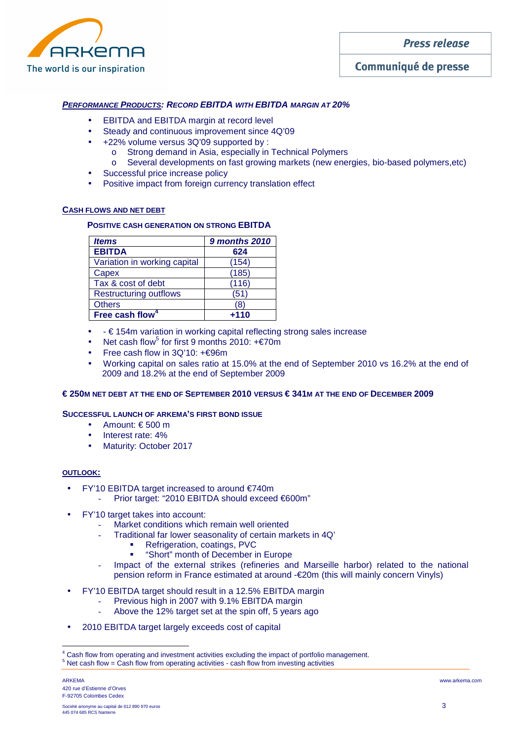### *PERFORMANCE PRODUCTS: RECORD EBITDA WITH EBITDA MARGIN AT 20%*

- EBITDA and EBITDA margin at record level
- Steady and continuous improvement since 4Q'09
- +22% volume versus 3Q'09 supported by :
  - Strong demand in Asia, especially in Technical Polymers
  - Several developments on fast growing markets (new energies, bio-based polymers,etc)
- Successful price increase policy
- Positive impact from foreign currency translation effect

### CASH FLOWS AND NET DEBT

#### POSITIVE CASH GENERATION ON STRONG EBITDA

| *Items* | *9 months 2010* |
|---|---|
| **EBITDA** | **624** |
| Variation in working capital | (154) |
| Capex | (185) |
| Tax & cost of debt | (116) |
| Restructuring outflows | (51) |
| Others | (8) |
| **Free cash flow[4]** | **+110** |

- - € 154m variation in working capital reflecting strong sales increase
- Net cash flow[5] for first 9 months 2010: +€70m
- Free cash flow in 3Q'10: +€96m
- Working capital on sales ratio at 15.0% at the end of September 2010 vs 16.2% at the end of 2009 and 18.2% at the end of September 2009

### € 250M NET DEBT AT THE END OF SEPTEMBER 2010 VERSUS € 341M AT THE END OF DECEMBER 2009

### SUCCESSFUL LAUNCH OF ARKEMA'S FIRST BOND ISSUE

- Amount: € 500 m
- Interest rate: 4%
- Maturity: October 2017

### OUTLOOK:

- FY'10 EBITDA target increased to around €740m
  - Prior target: "2010 EBITDA should exceed €600m"
- FY'10 target takes into account:
  - Market conditions which remain well oriented
  - Traditional far lower seasonality of certain markets in 4Q'
    - Refrigeration, coatings, PVC
    - "Short" month of December in Europe
  - Impact of the external strikes (refineries and Marseille harbor) related to the national pension reform in France estimated at around -€20m (this will mainly concern Vinyls)
- FY'10 EBITDA target should result in a 12.5% EBITDA margin
  - Previous high in 2007 with 9.1% EBITDA margin
  - Above the 12% target set at the spin off, 5 years ago
- 2010 EBITDA target largely exceeds cost of capital

---

[4] Cash flow from operating and investment activities excluding the impact of portfolio management.
[5] Net cash flow = Cash flow from operating activities - cash flow from investing activities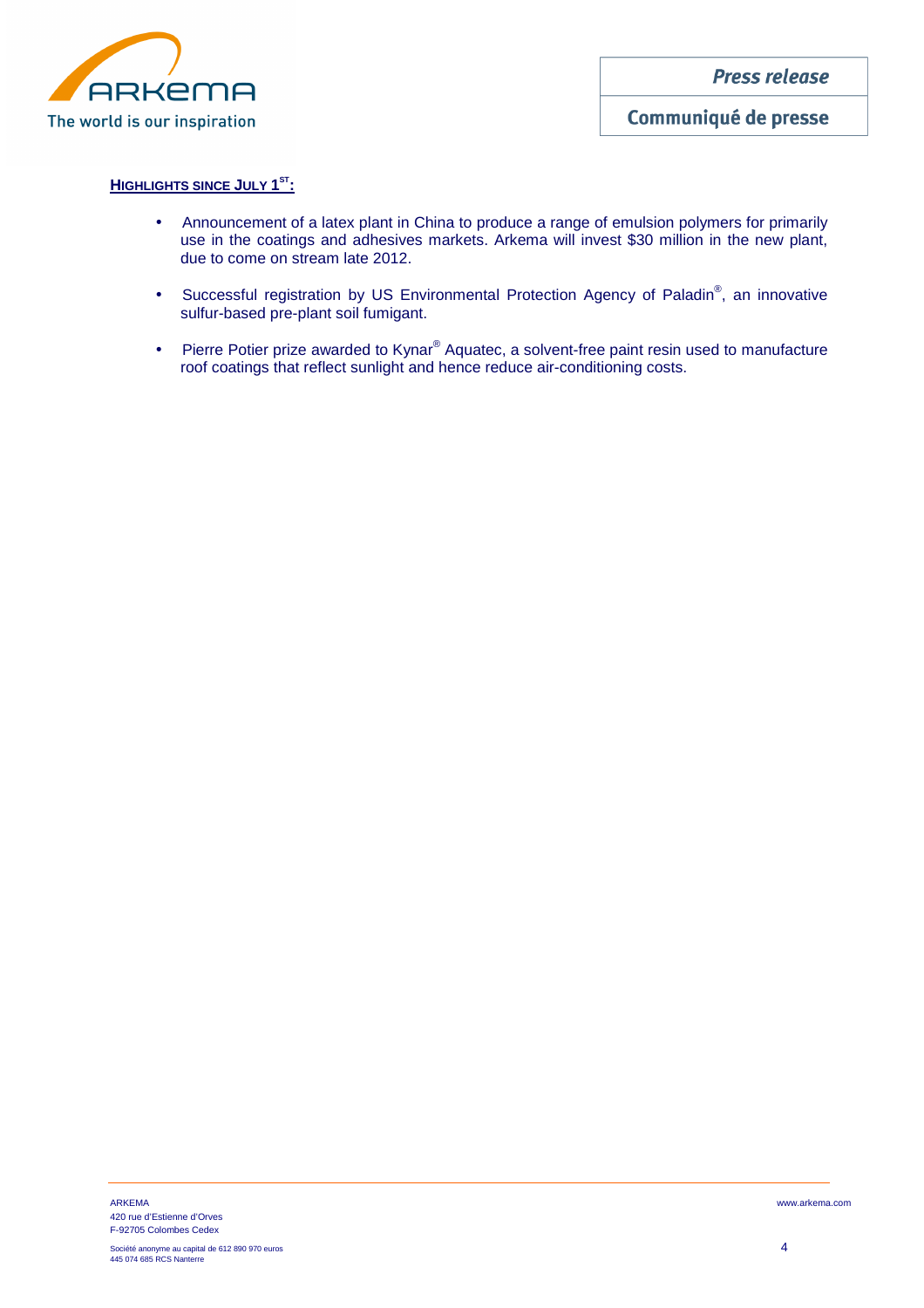**HIGHLIGHTS SINCE JULY 1ST:**

- Announcement of a latex plant in China to produce a range of emulsion polymers for primarily use in the coatings and adhesives markets. Arkema will invest $30 million in the new plant, due to come on stream late 2012.
- Successful registration by US Environmental Protection Agency of Paladin®, an innovative sulfur-based pre-plant soil fumigant.
- Pierre Potier prize awarded to Kynar® Aquatec, a solvent-free paint resin used to manufacture roof coatings that reflect sunlight and hence reduce air-conditioning costs.